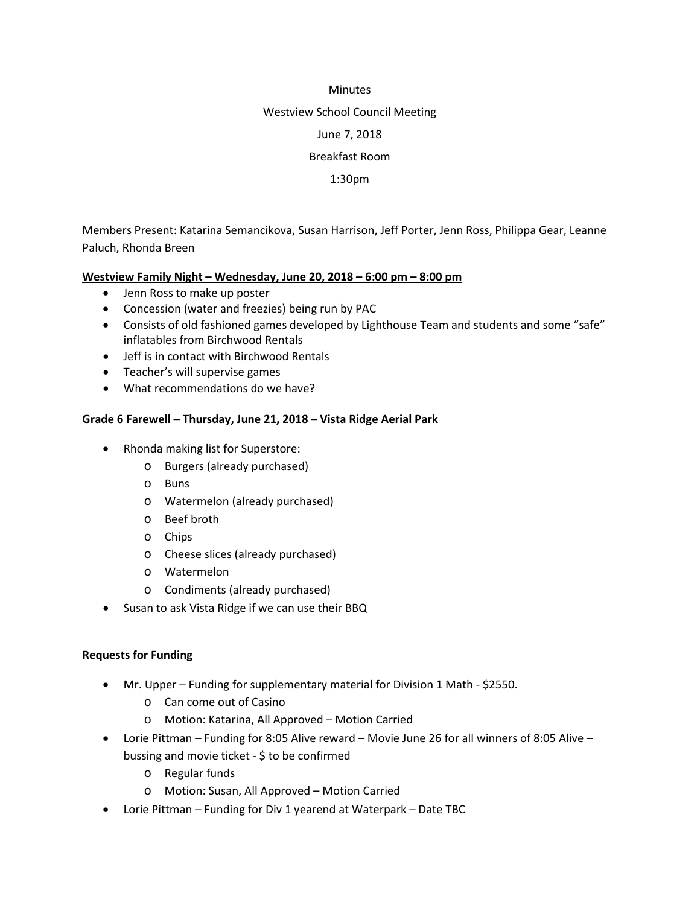Minutes

Westview School Council Meeting

June 7, 2018

Breakfast Room

1:30pm

Members Present: Katarina Semancikova, Susan Harrison, Jeff Porter, Jenn Ross, Philippa Gear, Leanne Paluch, Rhonda Breen

**Westview Family Night – Wednesday, June 20, 2018 – 6:00 pm – 8:00 pm**

- Jenn Ross to make up poster
- Concession (water and freezies) being run by PAC
- Consists of old fashioned games developed by Lighthouse Team and students and some "safe" inflatables from Birchwood Rentals
- Jeff is in contact with Birchwood Rentals
- Teacher's will supervise games
- What recommendations do we have?

**Grade 6 Farewell – Thursday, June 21, 2018 – Vista Ridge Aerial Park**

- Rhonda making list for Superstore:
    - Burgers (already purchased)
    - Buns
    - Watermelon (already purchased)
    - Beef broth
    - Chips
    - Cheese slices (already purchased)
    - Watermelon
    - Condiments (already purchased)
- Susan to ask Vista Ridge if we can use their BBQ

**Requests for Funding**

- Mr. Upper – Funding for supplementary material for Division 1 Math - $2550.
    - Can come out of Casino
    - Motion: Katarina, All Approved – Motion Carried
- Lorie Pittman – Funding for 8:05 Alive reward – Movie June 26 for all winners of 8:05 Alive – bussing and movie ticket - $ to be confirmed
    - Regular funds
    - Motion: Susan, All Approved – Motion Carried
- Lorie Pittman – Funding for Div 1 yearend at Waterpark – Date TBC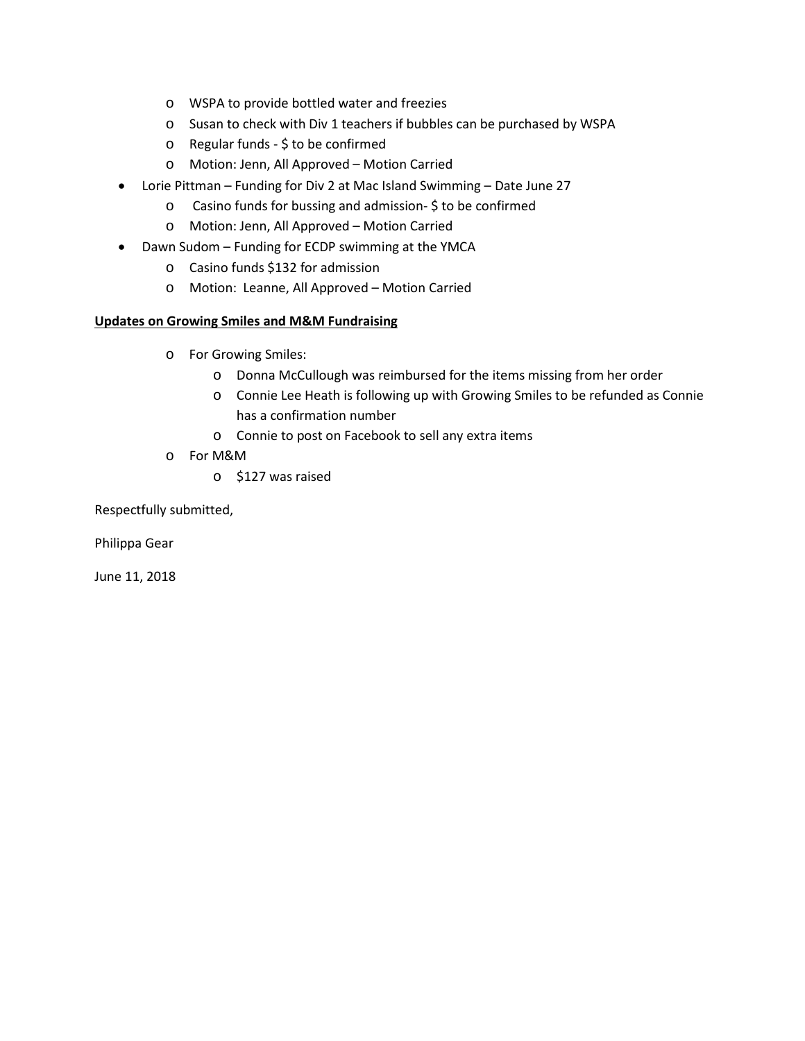- WSPA to provide bottled water and freezies
  - Susan to check with Div 1 teachers if bubbles can be purchased by WSPA
  - Regular funds - $ to be confirmed
  - Motion: Jenn, All Approved – Motion Carried
- Lorie Pittman – Funding for Div 2 at Mac Island Swimming – Date June 27
  - Casino funds for bussing and admission- $ to be confirmed
  - Motion: Jenn, All Approved – Motion Carried
- Dawn Sudom – Funding for ECDP swimming at the YMCA
  - Casino funds $132 for admission
  - Motion: Leanne, All Approved – Motion Carried

**<u>Updates on Growing Smiles and M&M Fundraising</u>**

- For Growing Smiles:
  - Donna McCullough was reimbursed for the items missing from her order
  - Connie Lee Heath is following up with Growing Smiles to be refunded as Connie has a confirmation number
  - Connie to post on Facebook to sell any extra items
- For M&M
  - $127 was raised

Respectfully submitted,

Philippa Gear

June 11, 2018